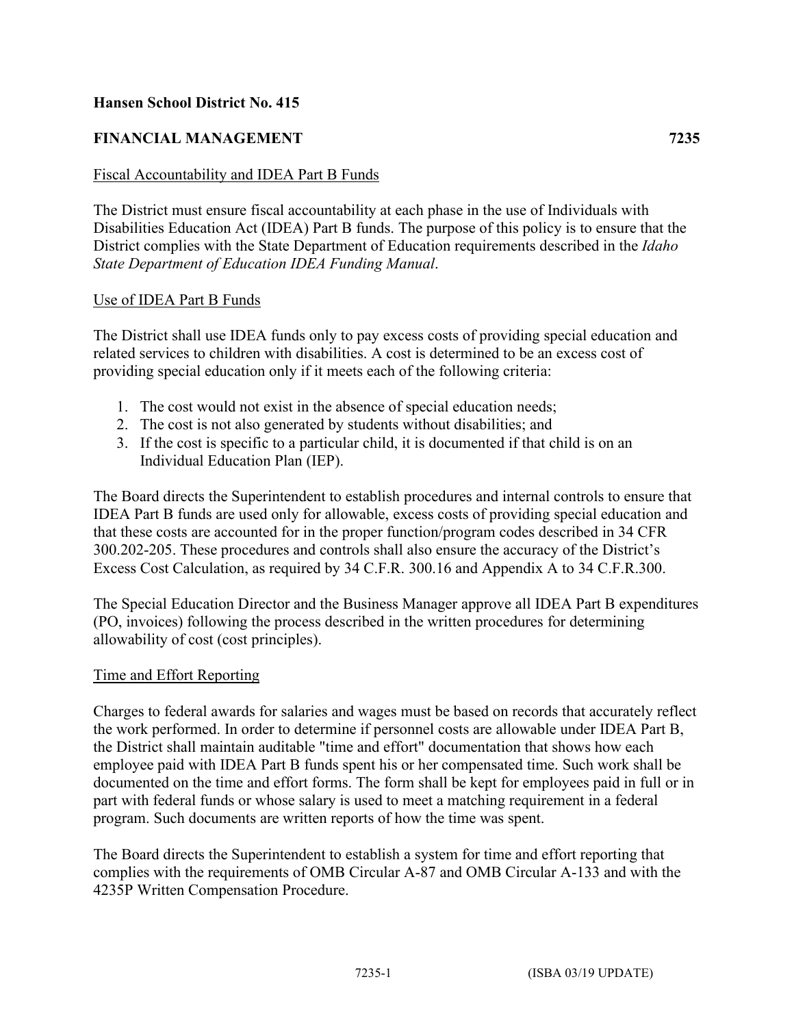**Hansen School District No. 415**

**FINANCIAL MANAGEMENT 7235**

Fiscal Accountability and IDEA Part B Funds

The District must ensure fiscal accountability at each phase in the use of Individuals with Disabilities Education Act (IDEA) Part B funds. The purpose of this policy is to ensure that the District complies with the State Department of Education requirements described in the *Idaho State Department of Education IDEA Funding Manual*.

Use of IDEA Part B Funds

The District shall use IDEA funds only to pay excess costs of providing special education and related services to children with disabilities. A cost is determined to be an excess cost of providing special education only if it meets each of the following criteria:

1. The cost would not exist in the absence of special education needs;
2. The cost is not also generated by students without disabilities; and
3. If the cost is specific to a particular child, it is documented if that child is on an Individual Education Plan (IEP).

The Board directs the Superintendent to establish procedures and internal controls to ensure that IDEA Part B funds are used only for allowable, excess costs of providing special education and that these costs are accounted for in the proper function/program codes described in 34 CFR 300.202-205. These procedures and controls shall also ensure the accuracy of the District's Excess Cost Calculation, as required by 34 C.F.R. 300.16 and Appendix A to 34 C.F.R.300.

The Special Education Director and the Business Manager approve all IDEA Part B expenditures (PO, invoices) following the process described in the written procedures for determining allowability of cost (cost principles).

Time and Effort Reporting

Charges to federal awards for salaries and wages must be based on records that accurately reflect the work performed. In order to determine if personnel costs are allowable under IDEA Part B, the District shall maintain auditable "time and effort" documentation that shows how each employee paid with IDEA Part B funds spent his or her compensated time. Such work shall be documented on the time and effort forms. The form shall be kept for employees paid in full or in part with federal funds or whose salary is used to meet a matching requirement in a federal program. Such documents are written reports of how the time was spent.

The Board directs the Superintendent to establish a system for time and effort reporting that complies with the requirements of OMB Circular A-87 and OMB Circular A-133 and with the 4235P Written Compensation Procedure.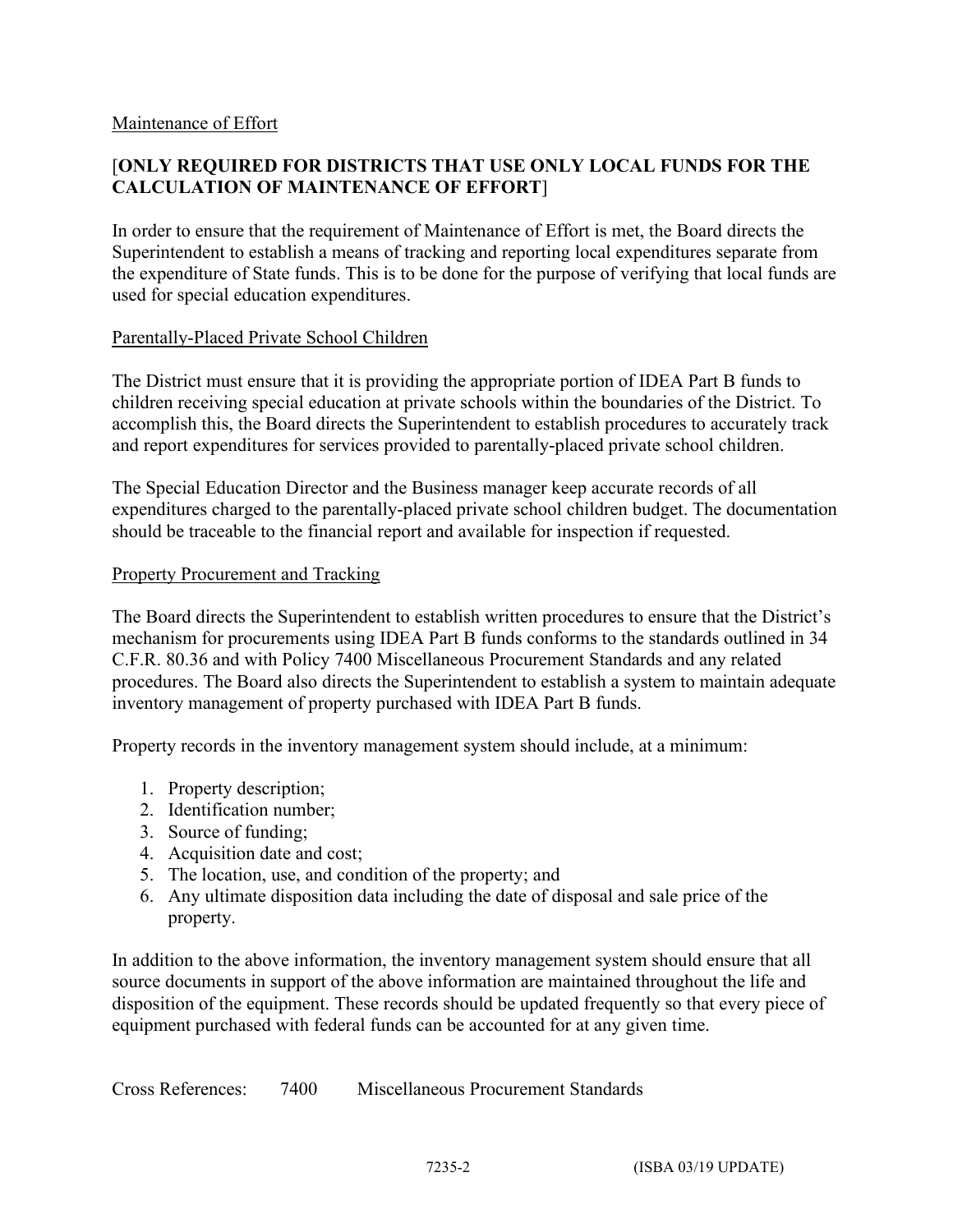Maintenance of Effort

[**ONLY REQUIRED FOR DISTRICTS THAT USE ONLY LOCAL FUNDS FOR THE CALCULATION OF MAINTENANCE OF EFFORT**]

In order to ensure that the requirement of Maintenance of Effort is met, the Board directs the Superintendent to establish a means of tracking and reporting local expenditures separate from the expenditure of State funds. This is to be done for the purpose of verifying that local funds are used for special education expenditures.

Parentally-Placed Private School Children

The District must ensure that it is providing the appropriate portion of IDEA Part B funds to children receiving special education at private schools within the boundaries of the District. To accomplish this, the Board directs the Superintendent to establish procedures to accurately track and report expenditures for services provided to parentally-placed private school children.

The Special Education Director and the Business manager keep accurate records of all expenditures charged to the parentally-placed private school children budget. The documentation should be traceable to the financial report and available for inspection if requested.

Property Procurement and Tracking

The Board directs the Superintendent to establish written procedures to ensure that the District's mechanism for procurements using IDEA Part B funds conforms to the standards outlined in 34 C.F.R. 80.36 and with Policy 7400 Miscellaneous Procurement Standards and any related procedures. The Board also directs the Superintendent to establish a system to maintain adequate inventory management of property purchased with IDEA Part B funds.

Property records in the inventory management system should include, at a minimum:

1. Property description;
2. Identification number;
3. Source of funding;
4. Acquisition date and cost;
5. The location, use, and condition of the property; and
6. Any ultimate disposition data including the date of disposal and sale price of the property.

In addition to the above information, the inventory management system should ensure that all source documents in support of the above information are maintained throughout the life and disposition of the equipment. These records should be updated frequently so that every piece of equipment purchased with federal funds can be accounted for at any given time.

Cross References: 7400 Miscellaneous Procurement Standards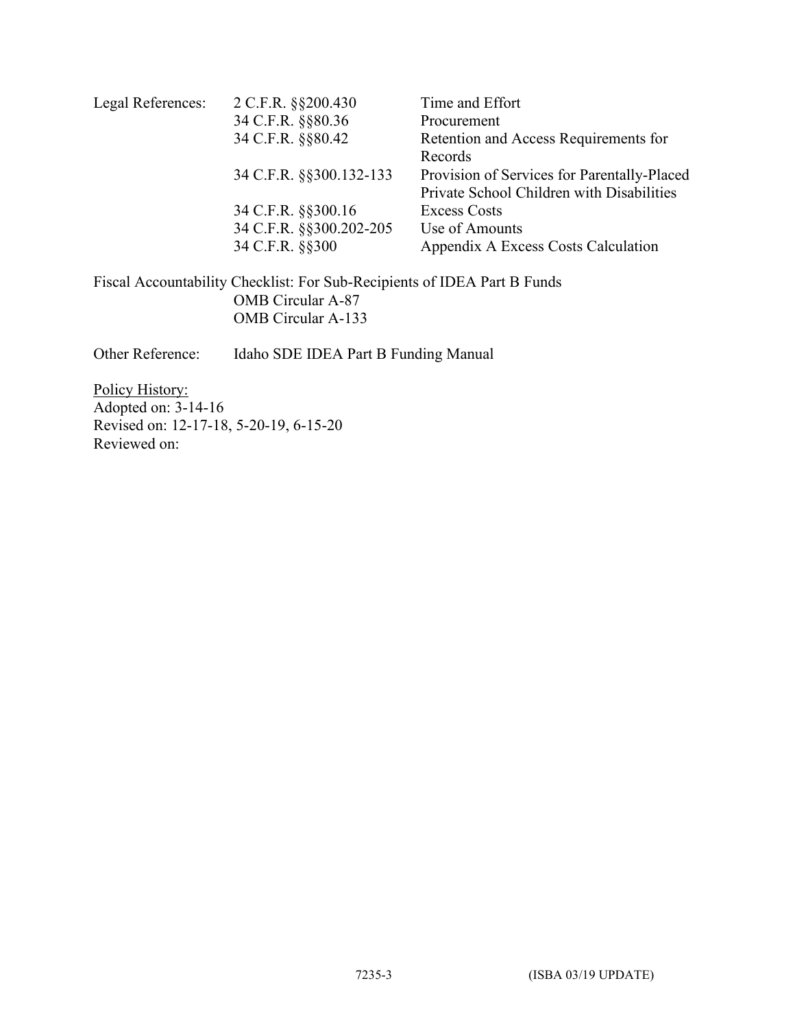| | | |
|---|---|---|
| Legal References: | 2 C.F.R. §§200.430 | Time and Effort |
| | 34 C.F.R. §§80.36 | Procurement |
| | 34 C.F.R. §§80.42 | Retention and Access Requirements for Records |
| | 34 C.F.R. §§300.132-133 | Provision of Services for Parentally-Placed Private School Children with Disabilities |
| | 34 C.F.R. §§300.16 | Excess Costs |
| | 34 C.F.R. §§300.202-205 | Use of Amounts |
| | 34 C.F.R. §§300 | Appendix A Excess Costs Calculation |

Fiscal Accountability Checklist: For Sub-Recipients of IDEA Part B Funds
OMB Circular A-87
OMB Circular A-133

Other Reference: Idaho SDE IDEA Part B Funding Manual

Policy History:
Adopted on: 3-14-16
Revised on: 12-17-18, 5-20-19, 6-15-20
Reviewed on:

7235-3 (ISBA 03/19 UPDATE)